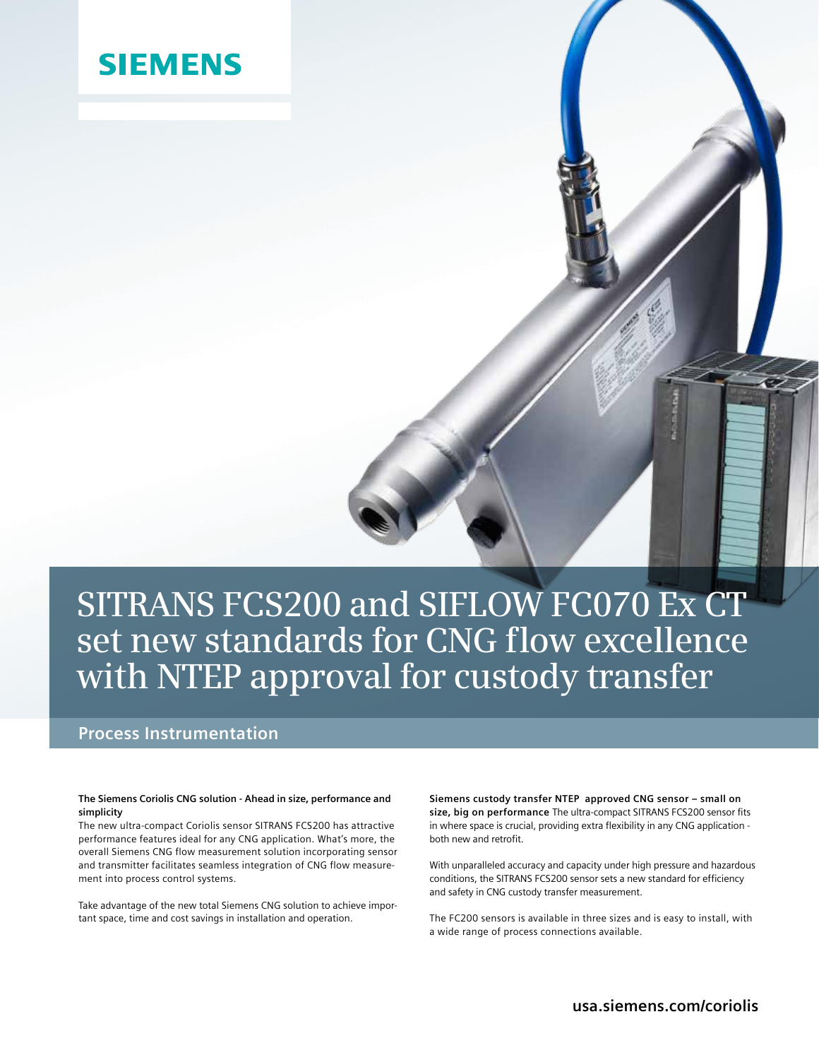SIEMENS

# SITRANS FCS200 and SIFLOW FC070 Ex CT set new standards for CNG flow excellence with NTEP approval for custody transfer

## Process Instrumentation

**The Siemens Coriolis CNG solution - Ahead in size, performance and simplicity**

The new ultra-compact Coriolis sensor SITRANS FCS200 has attractive performance features ideal for any CNG application. What's more, the overall Siemens CNG flow measurement solution incorporating sensor and transmitter facilitates seamless integration of CNG flow measurement into process control systems.

Take advantage of the new total Siemens CNG solution to achieve important space, time and cost savings in installation and operation.

**Siemens custody transfer NTEP approved CNG sensor – small on size, big on performance** The ultra-compact SITRANS FCS200 sensor fits in where space is crucial, providing extra flexibility in any CNG application - both new and retrofit.

With unparalleled accuracy and capacity under high pressure and hazardous conditions, the SITRANS FCS200 sensor sets a new standard for efficiency and safety in CNG custody transfer measurement.

The FC200 sensors is available in three sizes and is easy to install, with a wide range of process connections available.

**usa.siemens.com/coriolis**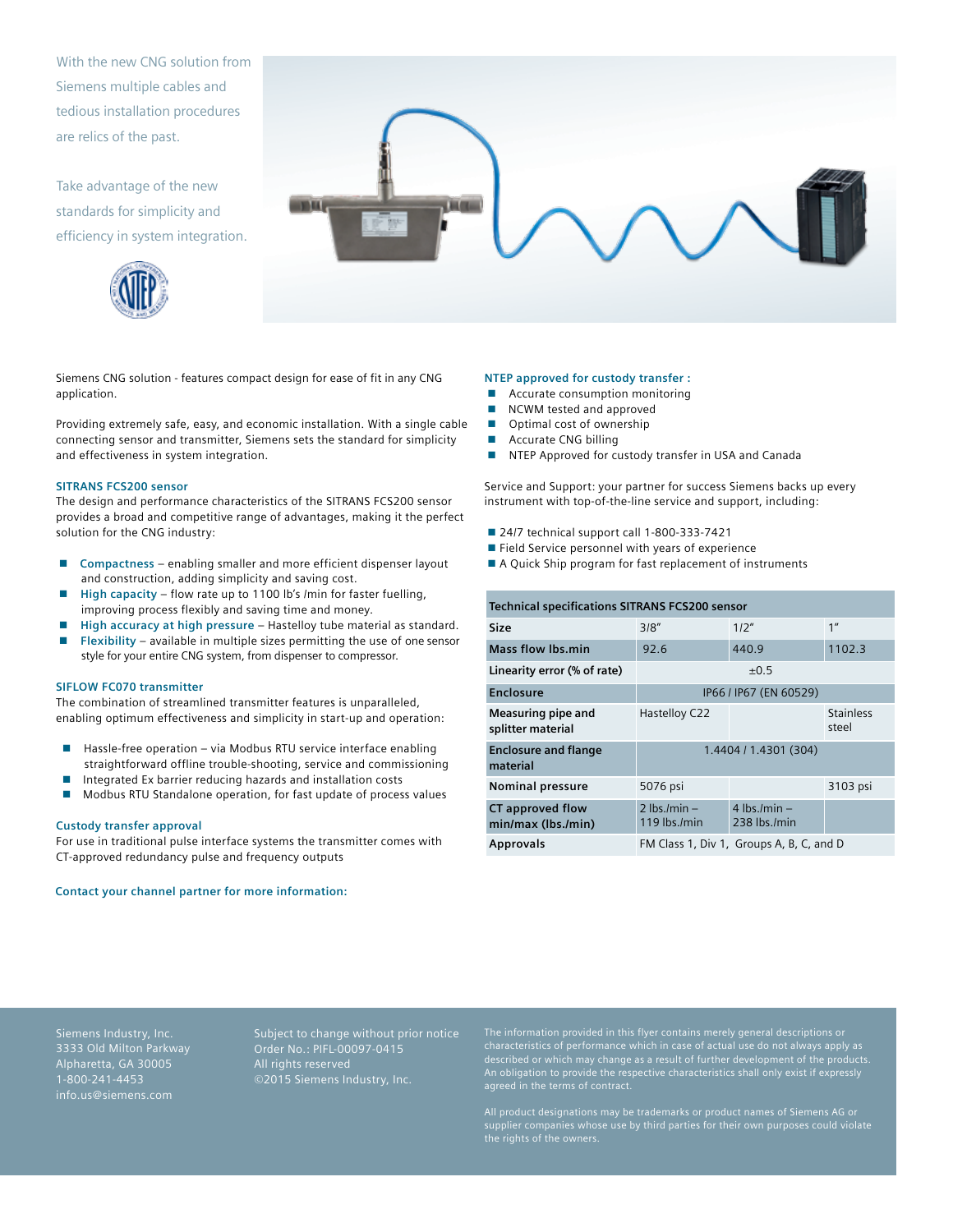With the new CNG solution from Siemens multiple cables and tedious installation procedures are relics of the past.

Take advantage of the new standards for simplicity and efficiency in system integration.

Siemens CNG solution - features compact design for ease of fit in any CNG application.

Providing extremely safe, easy, and economic installation. With a single cable connecting sensor and transmitter, Siemens sets the standard for simplicity and effectiveness in system integration.

### SITRANS FCS200 sensor

The design and performance characteristics of the SITRANS FCS200 sensor provides a broad and competitive range of advantages, making it the perfect solution for the CNG industry:

- **Compactness** – enabling smaller and more efficient dispenser layout and construction, adding simplicity and saving cost.
- **High capacity** – flow rate up to 1100 lb's /min for faster fuelling, improving process flexibly and saving time and money.
- **High accuracy at high pressure** – Hastelloy tube material as standard.
- **Flexibility** – available in multiple sizes permitting the use of one sensor style for your entire CNG system, from dispenser to compressor.

### SIFLOW FC070 transmitter

The combination of streamlined transmitter features is unparalleled, enabling optimum effectiveness and simplicity in start-up and operation:

- Hassle-free operation – via Modbus RTU service interface enabling straightforward offline trouble-shooting, service and commissioning
- Integrated Ex barrier reducing hazards and installation costs
- Modbus RTU Standalone operation, for fast update of process values

### Custody transfer approval

For use in traditional pulse interface systems the transmitter comes with CT-approved redundancy pulse and frequency outputs

**Contact your channel partner for more information:**

### NTEP approved for custody transfer :

- Accurate consumption monitoring
- NCWM tested and approved
- Optimal cost of ownership
- Accurate CNG billing
- NTEP Approved for custody transfer in USA and Canada

Service and Support: your partner for success Siemens backs up every instrument with top-of-the-line service and support, including:

- 24/7 technical support call 1-800-333-7421
- Field Service personnel with years of experience
- A Quick Ship program for fast replacement of instruments

| Technical specifications SITRANS FCS200 sensor | | | |
|---|---|---|---|
| **Size** | 3/8" | 1/2" | 1" |
| **Mass flow lbs.min** | 92.6 | 440.9 | 1102.3 |
| **Linearity error (% of rate)** | ±0.5 | | |
| **Enclosure** | IP66 / IP67 (EN 60529) | | |
| **Measuring pipe and splitter material** | Hastelloy C22 | | Stainless steel |
| **Enclosure and flange material** | 1.4404 / 1.4301 (304) | | |
| **Nominal pressure** | 5076 psi | | 3103 psi |
| **CT approved flow min/max (lbs./min)** | 2 lbs./min – 119 lbs./min | 4 lbs./min – 238 lbs./min | |
| **Approvals** | FM Class 1, Div 1, Groups A, B, C, and D | | |

Siemens Industry, Inc.
3333 Old Milton Parkway
Alpharetta, GA 30005
1-800-241-4453
info.us@siemens.com

Subject to change without prior notice
Order No.: PIFL-00097-0415
All rights reserved
©2015 Siemens Industry, Inc.

The information provided in this flyer contains merely general descriptions or characteristics of performance which in case of actual use do not always apply as described or which may change as a result of further development of the products. An obligation to provide the respective characteristics shall only exist if expressly agreed in the terms of contract.

All product designations may be trademarks or product names of Siemens AG or supplier companies whose use by third parties for their own purposes could violate the rights of the owners.